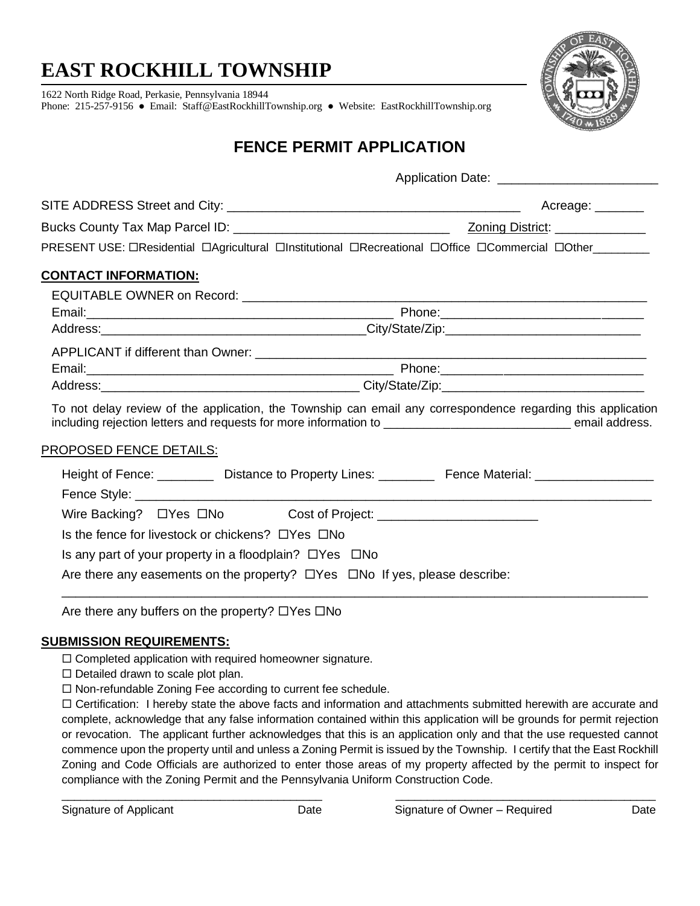# EAST ROCKHILL TOWNSHIP

1622 North Ridge Road, Perkasie, Pennsylvania 18944
Phone: 215-257-9156 ● Email: Staff@EastRockhillTownship.org ● Website: EastRockhillTownship.org

## FENCE PERMIT APPLICATION

Application Date: ______________________

SITE ADDRESS Street and City: __________________________________________ Acreage: _______

Bucks County Tax Map Parcel ID: _______________________________ Zoning District: _____________

PRESENT USE: ☐Residential ☐Agricultural ☐Institutional ☐Recreational ☐Office ☐Commercial ☐Other_________

**CONTACT INFORMATION:**

EQUITABLE OWNER on Record: ____________________________________________________________

Email:____________________________________________ Phone:____________________________

Address:_____________________________________City/State/Zip:____________________________

APPLICANT if different than Owner: _______________________________________________________

Email:____________________________________________ Phone:____________________________

Address:_____________________________________ City/State/Zip:____________________________

To not delay review of the application, the Township can email any correspondence regarding this application including rejection letters and requests for more information to ___________________________ email address.

PROPOSED FENCE DETAILS:

Height of Fence: ________ Distance to Property Lines: ________ Fence Material: _________________

Fence Style: ____________________________________________________________________________

Wire Backing? ☐Yes ☐No Cost of Project: _______________________

Is the fence for livestock or chickens? ☐Yes ☐No

Is any part of your property in a floodplain? ☐Yes ☐No

Are there any easements on the property? ☐Yes ☐No If yes, please describe:

____________________________________________________________________________________

Are there any buffers on the property? ☐Yes ☐No

**SUBMISSION REQUIREMENTS:**

☐ Completed application with required homeowner signature.

☐ Detailed drawn to scale plot plan.

☐ Non-refundable Zoning Fee according to current fee schedule.

☐ Certification: I hereby state the above facts and information and attachments submitted herewith are accurate and complete, acknowledge that any false information contained within this application will be grounds for permit rejection or revocation. The applicant further acknowledges that this is an application only and that the use requested cannot commence upon the property until and unless a Zoning Permit is issued by the Township. I certify that the East Rockhill Zoning and Code Officials are authorized to enter those areas of my property affected by the permit to inspect for compliance with the Zoning Permit and the Pennsylvania Uniform Construction Code.

_________________________________________ _________________________________________

Signature of Applicant Date Signature of Owner – Required Date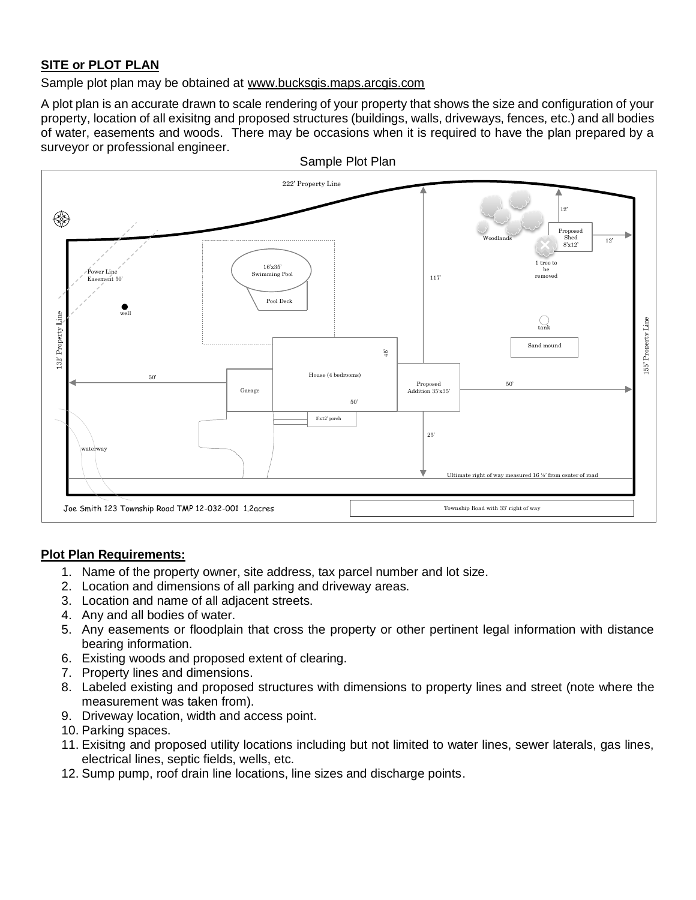**SITE or PLOT PLAN**

Sample plot plan may be obtained at www.bucksgis.maps.arcgis.com

A plot plan is an accurate drawn to scale rendering of your property that shows the size and configuration of your property, location of all exisitng and proposed structures (buildings, walls, driveways, fences, etc.) and all bodies of water, easements and woods. There may be occasions when it is required to have the plan prepared by a surveyor or professional engineer.

Sample Plot Plan

222' Property Line

12'

Proposed Shed 8'x12'

12'

Woodlands

1 tree to be removed

16'x35' Swimming Pool

Pool Deck

Power Line Easement 50'

117'

well

tank

Sand mound

132' Property Line

155' Property Line

45'

House (4 bedrooms)

50'

Garage

Proposed Addition 35'x35'

50'

50'

5'x12' porch

25'

waterway

Ultimate right of way measured 16 ½' from center of road

Joe Smith 123 Township Road TMP 12-032-001 1.2acres

Township Road with 33' right of way

**Plot Plan Requirements:**

1. Name of the property owner, site address, tax parcel number and lot size.
2. Location and dimensions of all parking and driveway areas.
3. Location and name of all adjacent streets.
4. Any and all bodies of water.
5. Any easements or floodplain that cross the property or other pertinent legal information with distance bearing information.
6. Existing woods and proposed extent of clearing.
7. Property lines and dimensions.
8. Labeled existing and proposed structures with dimensions to property lines and street (note where the measurement was taken from).
9. Driveway location, width and access point.
10. Parking spaces.
11. Exisitng and proposed utility locations including but not limited to water lines, sewer laterals, gas lines, electrical lines, septic fields, wells, etc.
12. Sump pump, roof drain line locations, line sizes and discharge points.